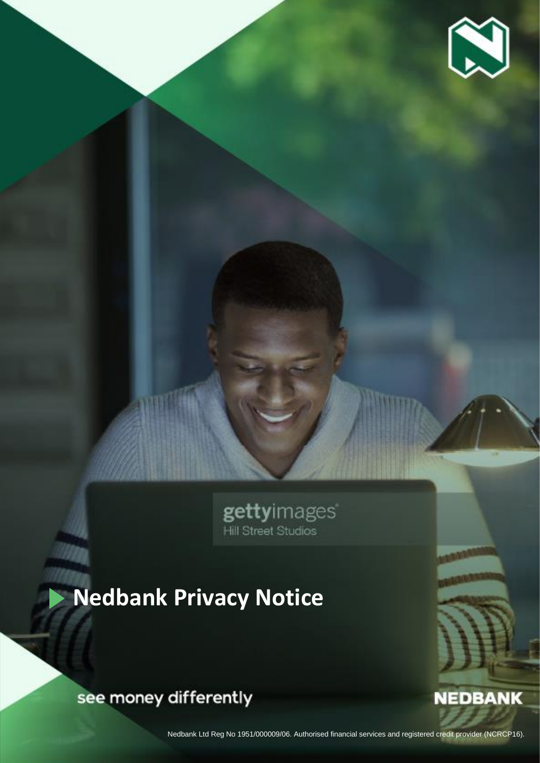# Nedbank Privacy Notice

see money differently

NEDBANK

Nedbank Ltd Reg No 1951/000009/06. Authorised financial services and registered credit provider (NCRCP16).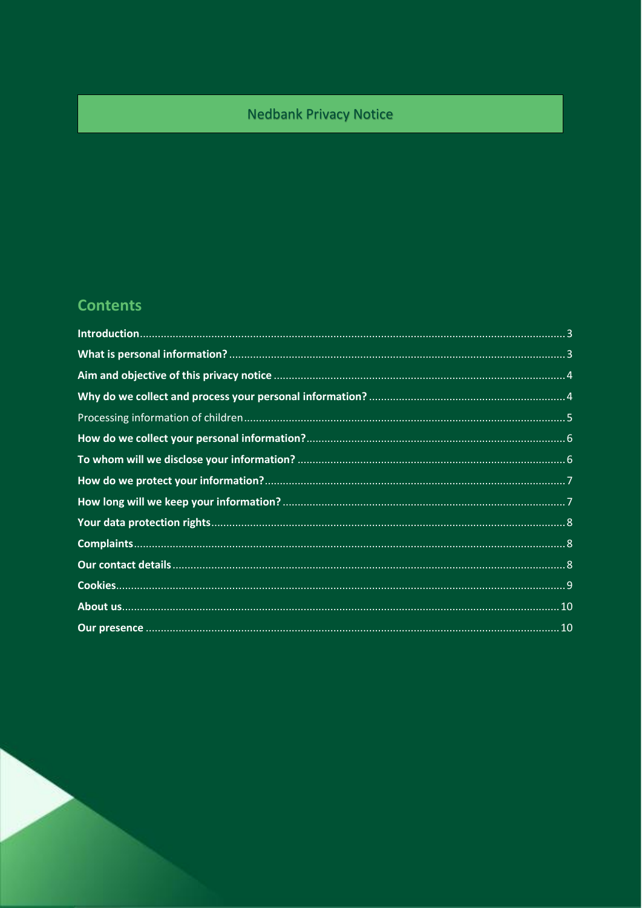# Nedbank Privacy Notice

## Contents

**Introduction** ........ 3
**What is personal information?** ........ 3
**Aim and objective of this privacy notice** ........ 4
**Why do we collect and process your personal information?** ........ 4
Processing information of children ........ 5
**How do we collect your personal information?** ........ 6
**To whom will we disclose your information?** ........ 6
**How do we protect your information?** ........ 7
**How long will we keep your information?** ........ 7
**Your data protection rights** ........ 8
**Complaints** ........ 8
**Our contact details** ........ 8
**Cookies** ........ 9
**About us** ........ 10
**Our presence** ........ 10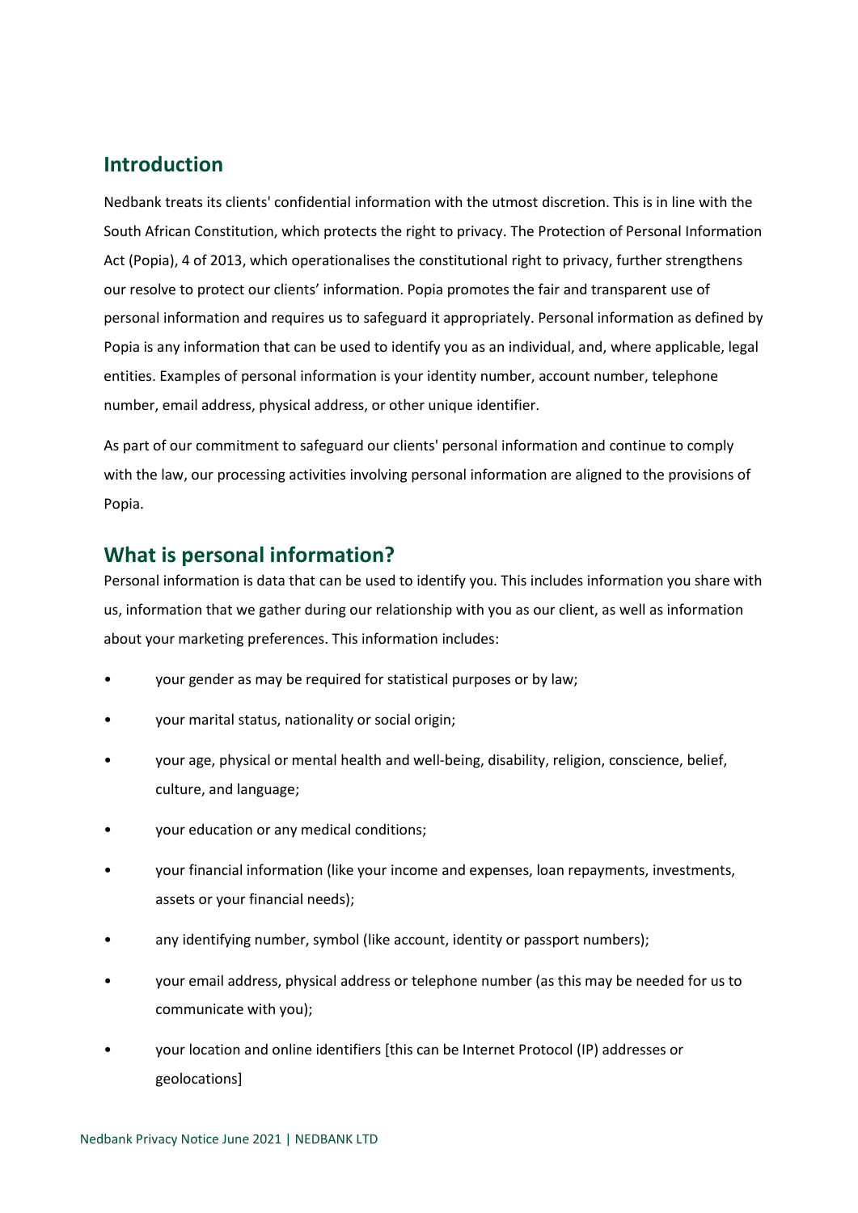## Introduction

Nedbank treats its clients' confidential information with the utmost discretion. This is in line with the South African Constitution, which protects the right to privacy. The Protection of Personal Information Act (Popia), 4 of 2013, which operationalises the constitutional right to privacy, further strengthens our resolve to protect our clients' information. Popia promotes the fair and transparent use of personal information and requires us to safeguard it appropriately. Personal information as defined by Popia is any information that can be used to identify you as an individual, and, where applicable, legal entities. Examples of personal information is your identity number, account number, telephone number, email address, physical address, or other unique identifier.

As part of our commitment to safeguard our clients' personal information and continue to comply with the law, our processing activities involving personal information are aligned to the provisions of Popia.

## What is personal information?

Personal information is data that can be used to identify you. This includes information you share with us, information that we gather during our relationship with you as our client, as well as information about your marketing preferences. This information includes:

- your gender as may be required for statistical purposes or by law;
- your marital status, nationality or social origin;
- your age, physical or mental health and well-being, disability, religion, conscience, belief, culture, and language;
- your education or any medical conditions;
- your financial information (like your income and expenses, loan repayments, investments, assets or your financial needs);
- any identifying number, symbol (like account, identity or passport numbers);
- your email address, physical address or telephone number (as this may be needed for us to communicate with you);
- your location and online identifiers [this can be Internet Protocol (IP) addresses or geolocations]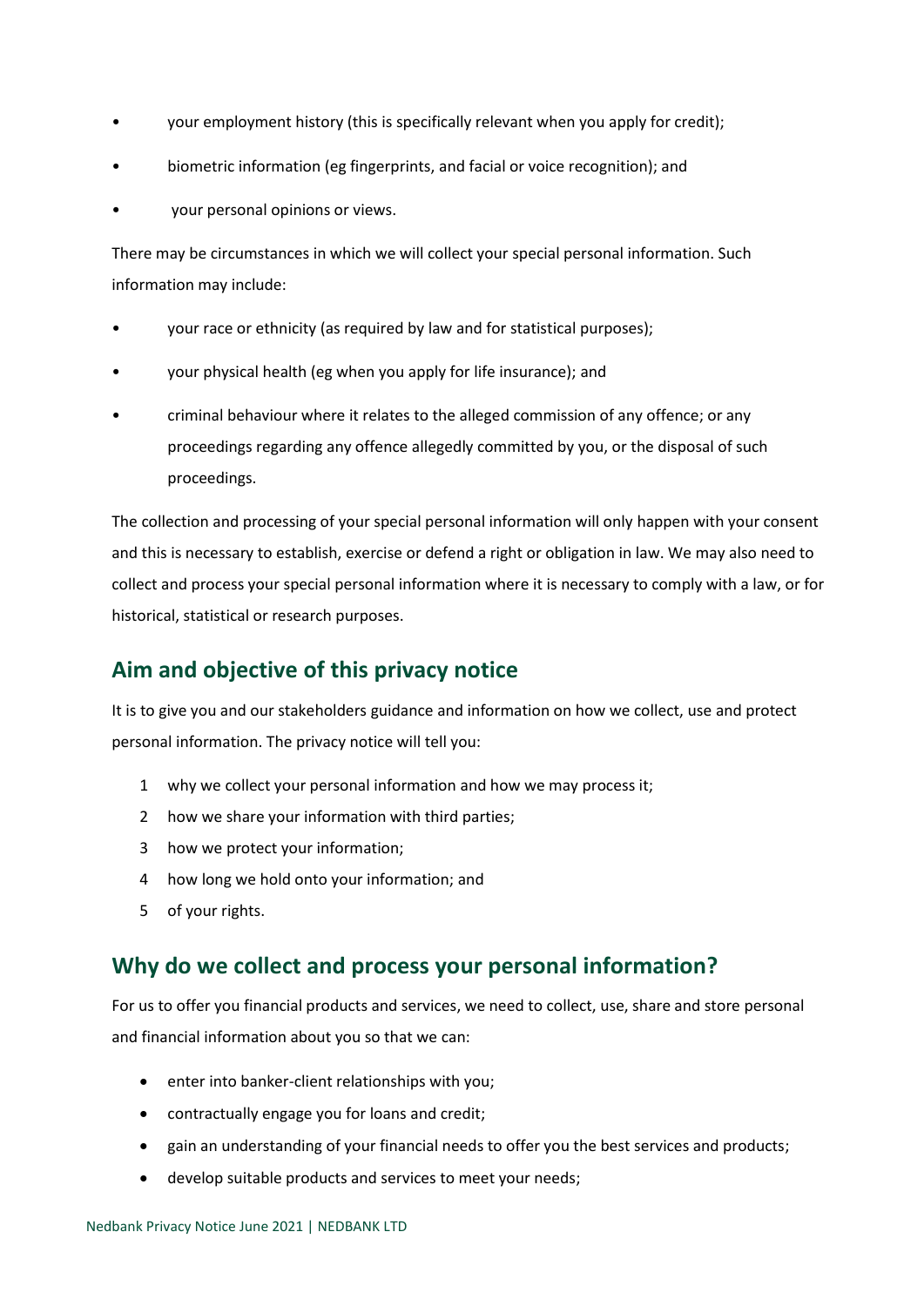- your employment history (this is specifically relevant when you apply for credit);
- biometric information (eg fingerprints, and facial or voice recognition); and
- your personal opinions or views.

There may be circumstances in which we will collect your special personal information. Such information may include:

- your race or ethnicity (as required by law and for statistical purposes);
- your physical health (eg when you apply for life insurance); and
- criminal behaviour where it relates to the alleged commission of any offence; or any proceedings regarding any offence allegedly committed by you, or the disposal of such proceedings.

The collection and processing of your special personal information will only happen with your consent and this is necessary to establish, exercise or defend a right or obligation in law. We may also need to collect and process your special personal information where it is necessary to comply with a law, or for historical, statistical or research purposes.

## Aim and objective of this privacy notice

It is to give you and our stakeholders guidance and information on how we collect, use and protect personal information. The privacy notice will tell you:

1. why we collect your personal information and how we may process it;
2. how we share your information with third parties;
3. how we protect your information;
4. how long we hold onto your information; and
5. of your rights.

## Why do we collect and process your personal information?

For us to offer you financial products and services, we need to collect, use, share and store personal and financial information about you so that we can:

- enter into banker-client relationships with you;
- contractually engage you for loans and credit;
- gain an understanding of your financial needs to offer you the best services and products;
- develop suitable products and services to meet your needs;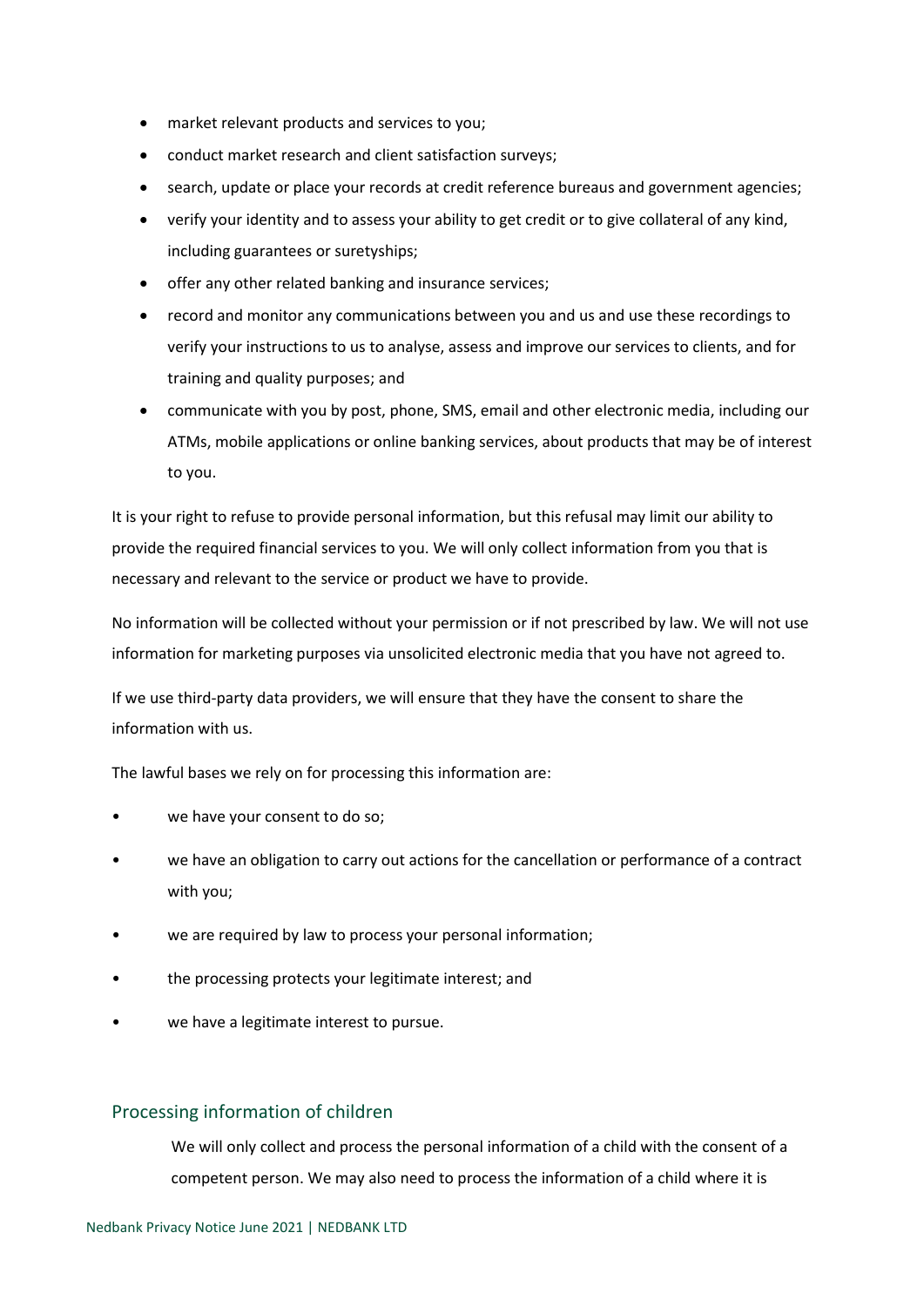- market relevant products and services to you;
- conduct market research and client satisfaction surveys;
- search, update or place your records at credit reference bureaus and government agencies;
- verify your identity and to assess your ability to get credit or to give collateral of any kind, including guarantees or suretyships;
- offer any other related banking and insurance services;
- record and monitor any communications between you and us and use these recordings to verify your instructions to us to analyse, assess and improve our services to clients, and for training and quality purposes; and
- communicate with you by post, phone, SMS, email and other electronic media, including our ATMs, mobile applications or online banking services, about products that may be of interest to you.

It is your right to refuse to provide personal information, but this refusal may limit our ability to provide the required financial services to you. We will only collect information from you that is necessary and relevant to the service or product we have to provide.

No information will be collected without your permission or if not prescribed by law. We will not use information for marketing purposes via unsolicited electronic media that you have not agreed to.

If we use third-party data providers, we will ensure that they have the consent to share the information with us.

The lawful bases we rely on for processing this information are:

- we have your consent to do so;
- we have an obligation to carry out actions for the cancellation or performance of a contract with you;
- we are required by law to process your personal information;
- the processing protects your legitimate interest; and
- we have a legitimate interest to pursue.

## Processing information of children

We will only collect and process the personal information of a child with the consent of a competent person. We may also need to process the information of a child where it is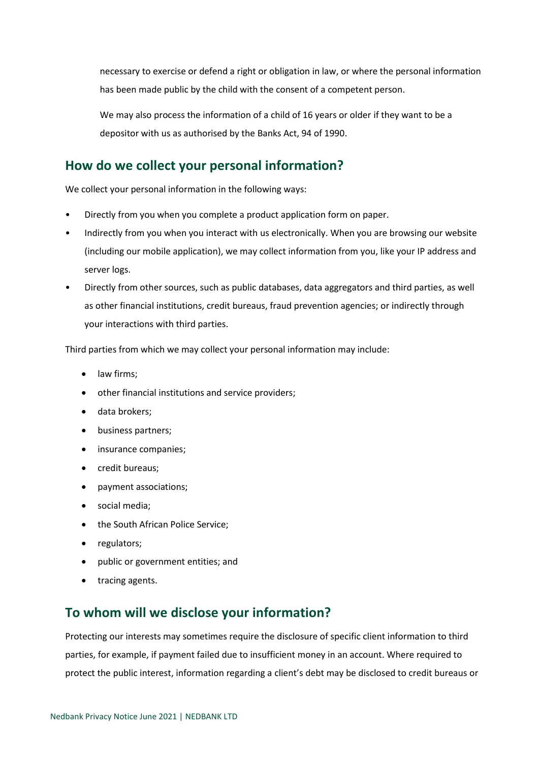necessary to exercise or defend a right or obligation in law, or where the personal information has been made public by the child with the consent of a competent person.

We may also process the information of a child of 16 years or older if they want to be a depositor with us as authorised by the Banks Act, 94 of 1990.

## How do we collect your personal information?

We collect your personal information in the following ways:

- Directly from you when you complete a product application form on paper.
- Indirectly from you when you interact with us electronically. When you are browsing our website (including our mobile application), we may collect information from you, like your IP address and server logs.
- Directly from other sources, such as public databases, data aggregators and third parties, as well as other financial institutions, credit bureaus, fraud prevention agencies; or indirectly through your interactions with third parties.

Third parties from which we may collect your personal information may include:

- law firms;
- other financial institutions and service providers;
- data brokers;
- business partners;
- insurance companies;
- credit bureaus;
- payment associations;
- social media;
- the South African Police Service;
- regulators;
- public or government entities; and
- tracing agents.

## To whom will we disclose your information?

Protecting our interests may sometimes require the disclosure of specific client information to third parties, for example, if payment failed due to insufficient money in an account. Where required to protect the public interest, information regarding a client's debt may be disclosed to credit bureaus or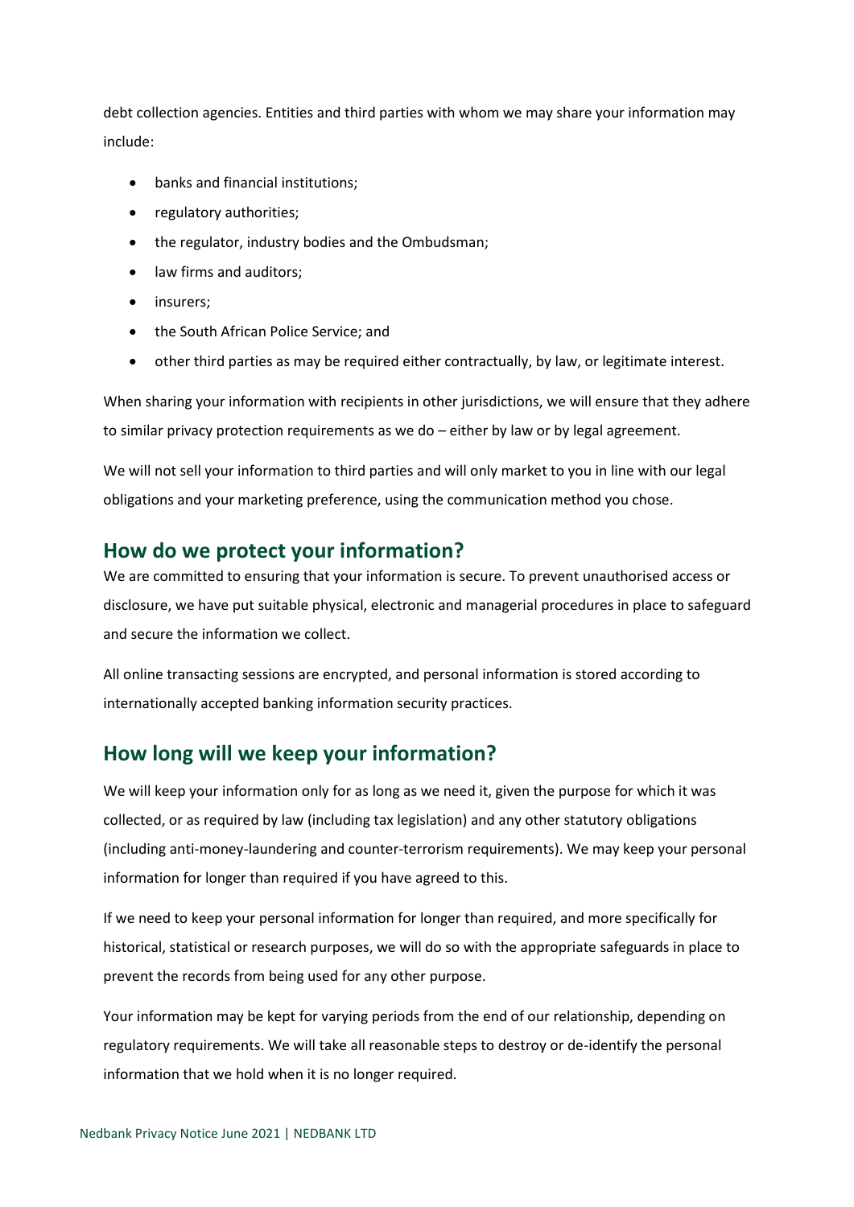debt collection agencies. Entities and third parties with whom we may share your information may include:

- banks and financial institutions;
- regulatory authorities;
- the regulator, industry bodies and the Ombudsman;
- law firms and auditors;
- insurers;
- the South African Police Service; and
- other third parties as may be required either contractually, by law, or legitimate interest.

When sharing your information with recipients in other jurisdictions, we will ensure that they adhere to similar privacy protection requirements as we do – either by law or by legal agreement.

We will not sell your information to third parties and will only market to you in line with our legal obligations and your marketing preference, using the communication method you chose.

## How do we protect your information?

We are committed to ensuring that your information is secure. To prevent unauthorised access or disclosure, we have put suitable physical, electronic and managerial procedures in place to safeguard and secure the information we collect.

All online transacting sessions are encrypted, and personal information is stored according to internationally accepted banking information security practices.

## How long will we keep your information?

We will keep your information only for as long as we need it, given the purpose for which it was collected, or as required by law (including tax legislation) and any other statutory obligations (including anti-money-laundering and counter-terrorism requirements). We may keep your personal information for longer than required if you have agreed to this.

If we need to keep your personal information for longer than required, and more specifically for historical, statistical or research purposes, we will do so with the appropriate safeguards in place to prevent the records from being used for any other purpose.

Your information may be kept for varying periods from the end of our relationship, depending on regulatory requirements. We will take all reasonable steps to destroy or de-identify the personal information that we hold when it is no longer required.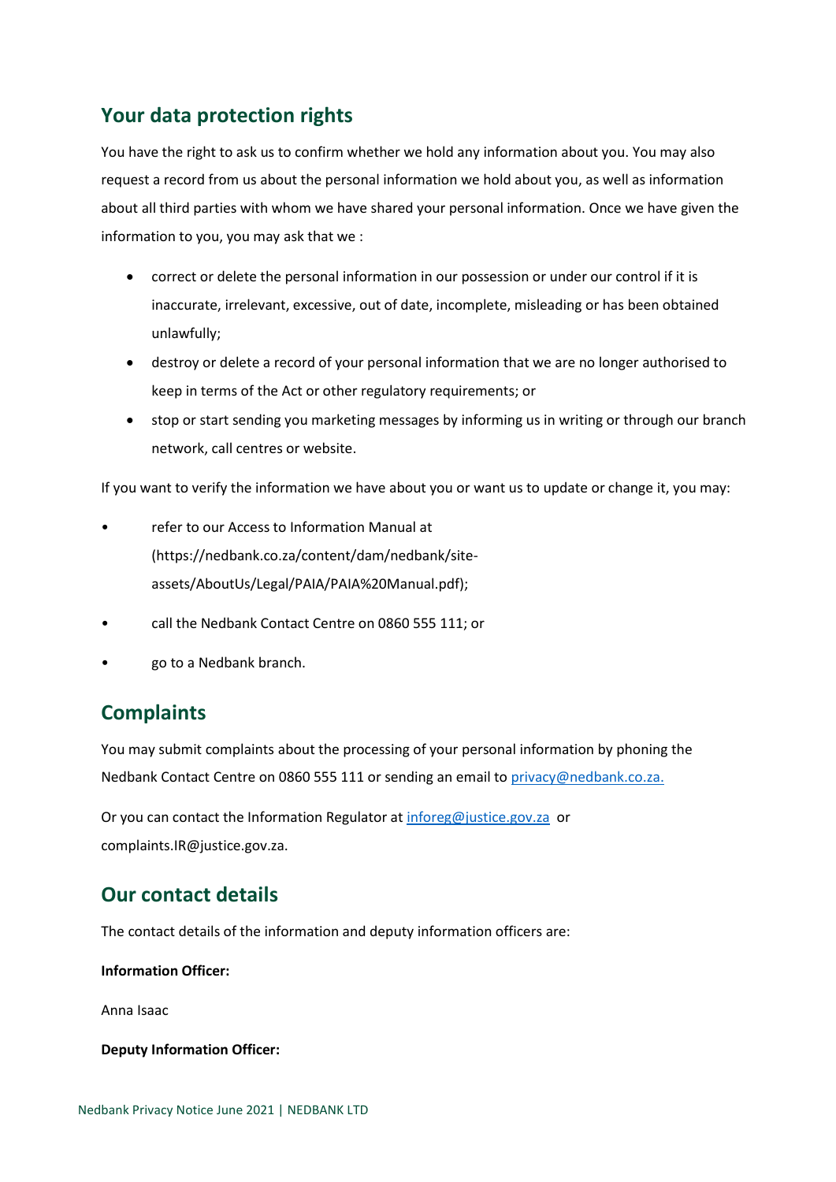## Your data protection rights

You have the right to ask us to confirm whether we hold any information about you. You may also request a record from us about the personal information we hold about you, as well as information about all third parties with whom we have shared your personal information. Once we have given the information to you, you may ask that we :

- correct or delete the personal information in our possession or under our control if it is inaccurate, irrelevant, excessive, out of date, incomplete, misleading or has been obtained unlawfully;
- destroy or delete a record of your personal information that we are no longer authorised to keep in terms of the Act or other regulatory requirements; or
- stop or start sending you marketing messages by informing us in writing or through our branch network, call centres or website.

If you want to verify the information we have about you or want us to update or change it, you may:

- refer to our Access to Information Manual at (https://nedbank.co.za/content/dam/nedbank/site-assets/AboutUs/Legal/PAIA/PAIA%20Manual.pdf);
- call the Nedbank Contact Centre on 0860 555 111; or
- go to a Nedbank branch.

## Complaints

You may submit complaints about the processing of your personal information by phoning the Nedbank Contact Centre on 0860 555 111 or sending an email to privacy@nedbank.co.za.

Or you can contact the Information Regulator at inforeg@justice.gov.za or complaints.IR@justice.gov.za.

## Our contact details

The contact details of the information and deputy information officers are:

**Information Officer:**

Anna Isaac

**Deputy Information Officer:**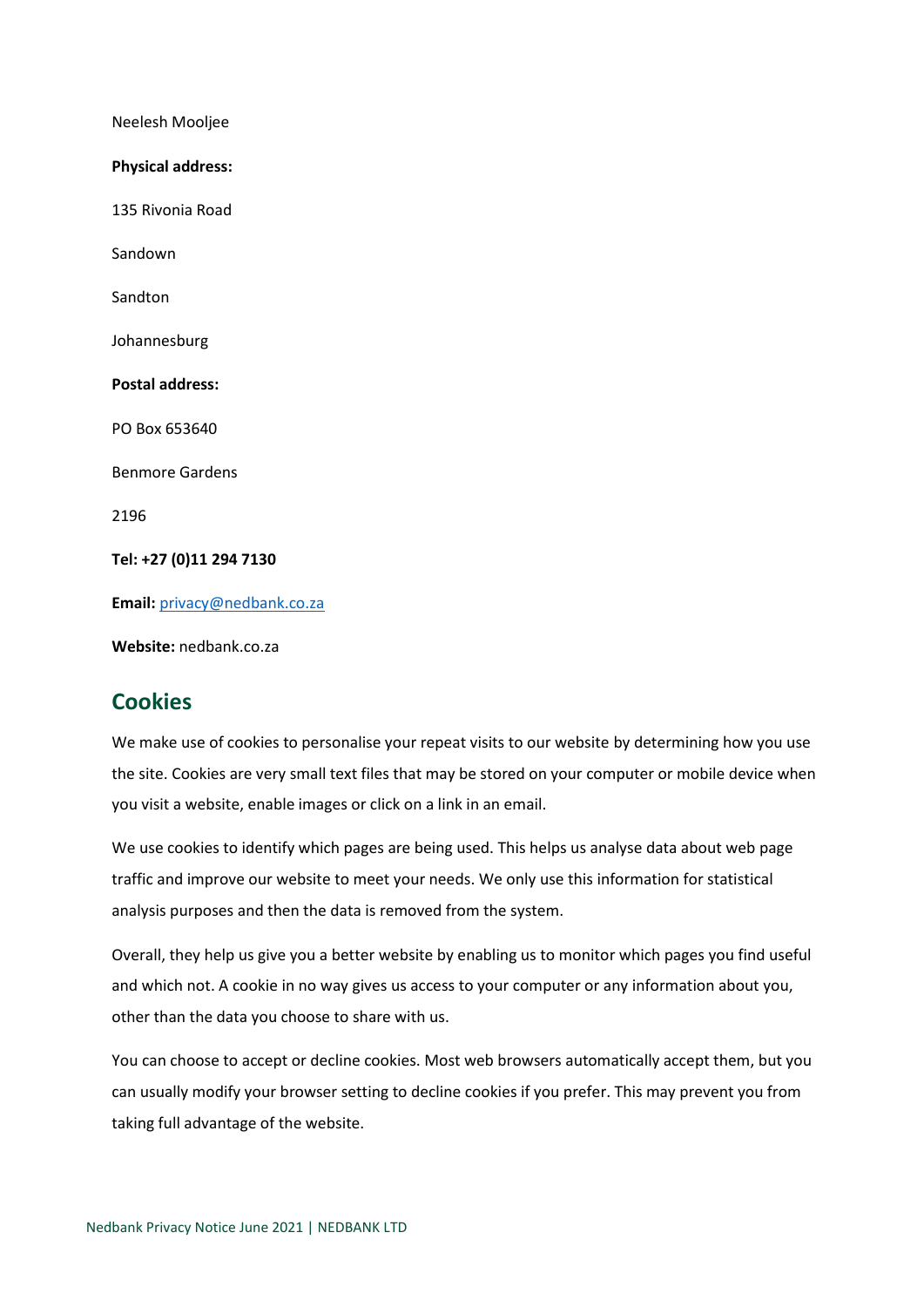Neelesh Mooljee

**Physical address:**

135 Rivonia Road

Sandown

Sandton

Johannesburg

**Postal address:**

PO Box 653640

Benmore Gardens

2196

**Tel: +27 (0)11 294 7130**

**Email:** privacy@nedbank.co.za

**Website:** nedbank.co.za

## Cookies

We make use of cookies to personalise your repeat visits to our website by determining how you use the site. Cookies are very small text files that may be stored on your computer or mobile device when you visit a website, enable images or click on a link in an email.

We use cookies to identify which pages are being used. This helps us analyse data about web page traffic and improve our website to meet your needs. We only use this information for statistical analysis purposes and then the data is removed from the system.

Overall, they help us give you a better website by enabling us to monitor which pages you find useful and which not. A cookie in no way gives us access to your computer or any information about you, other than the data you choose to share with us.

You can choose to accept or decline cookies. Most web browsers automatically accept them, but you can usually modify your browser setting to decline cookies if you prefer. This may prevent you from taking full advantage of the website.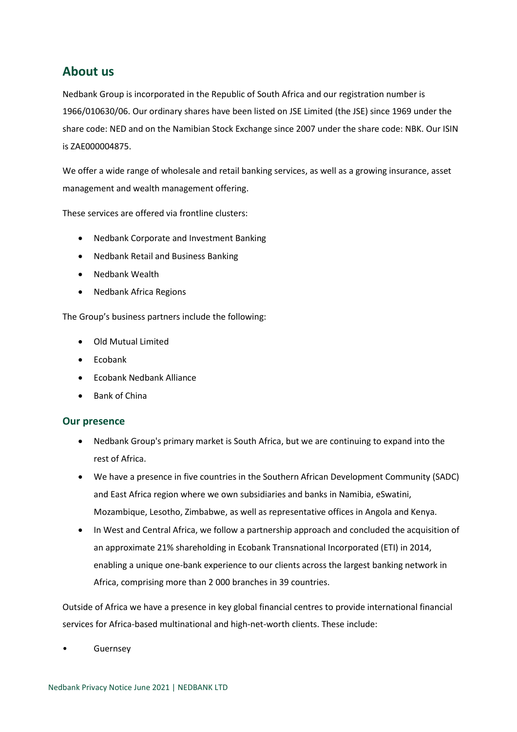## About us

Nedbank Group is incorporated in the Republic of South Africa and our registration number is 1966/010630/06. Our ordinary shares have been listed on JSE Limited (the JSE) since 1969 under the share code: NED and on the Namibian Stock Exchange since 2007 under the share code: NBK. Our ISIN is ZAE000004875.

We offer a wide range of wholesale and retail banking services, as well as a growing insurance, asset management and wealth management offering.

These services are offered via frontline clusters:

- Nedbank Corporate and Investment Banking
- Nedbank Retail and Business Banking
- Nedbank Wealth
- Nedbank Africa Regions

The Group's business partners include the following:

- Old Mutual Limited
- Ecobank
- Ecobank Nedbank Alliance
- Bank of China

### Our presence

- Nedbank Group's primary market is South Africa, but we are continuing to expand into the rest of Africa.
- We have a presence in five countries in the Southern African Development Community (SADC) and East Africa region where we own subsidiaries and banks in Namibia, eSwatini, Mozambique, Lesotho, Zimbabwe, as well as representative offices in Angola and Kenya.
- In West and Central Africa, we follow a partnership approach and concluded the acquisition of an approximate 21% shareholding in Ecobank Transnational Incorporated (ETI) in 2014, enabling a unique one-bank experience to our clients across the largest banking network in Africa, comprising more than 2 000 branches in 39 countries.

Outside of Africa we have a presence in key global financial centres to provide international financial services for Africa-based multinational and high-net-worth clients. These include:

- Guernsey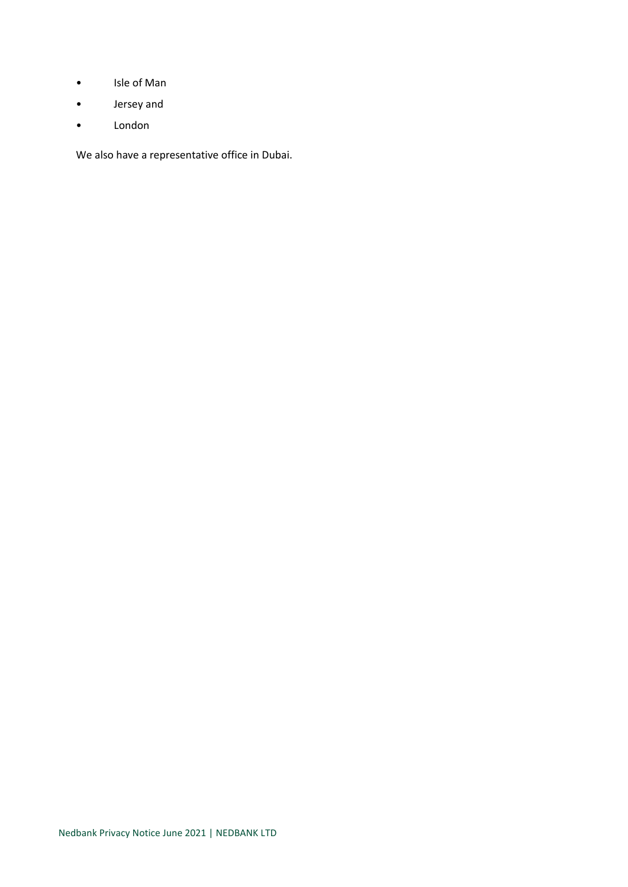- Isle of Man
- Jersey and
- London

We also have a representative office in Dubai.